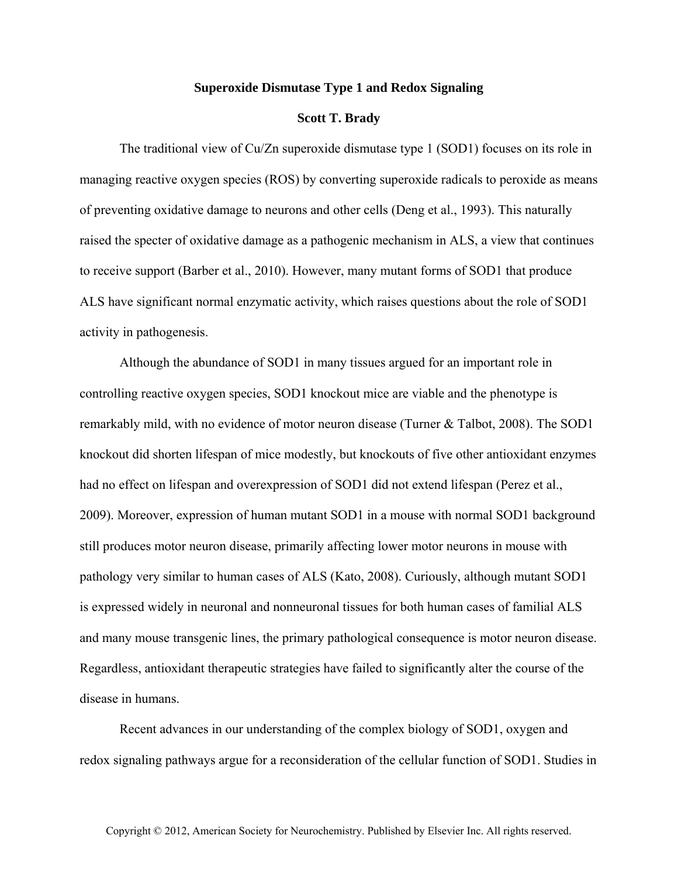# Superoxide Dismutase Type 1 and Redox Signaling

**Scott T. Brady**

The traditional view of Cu/Zn superoxide dismutase type 1 (SOD1) focuses on its role in managing reactive oxygen species (ROS) by converting superoxide radicals to peroxide as means of preventing oxidative damage to neurons and other cells (Deng et al., 1993). This naturally raised the specter of oxidative damage as a pathogenic mechanism in ALS, a view that continues to receive support (Barber et al., 2010). However, many mutant forms of SOD1 that produce ALS have significant normal enzymatic activity, which raises questions about the role of SOD1 activity in pathogenesis.

Although the abundance of SOD1 in many tissues argued for an important role in controlling reactive oxygen species, SOD1 knockout mice are viable and the phenotype is remarkably mild, with no evidence of motor neuron disease (Turner & Talbot, 2008). The SOD1 knockout did shorten lifespan of mice modestly, but knockouts of five other antioxidant enzymes had no effect on lifespan and overexpression of SOD1 did not extend lifespan (Perez et al., 2009). Moreover, expression of human mutant SOD1 in a mouse with normal SOD1 background still produces motor neuron disease, primarily affecting lower motor neurons in mouse with pathology very similar to human cases of ALS (Kato, 2008). Curiously, although mutant SOD1 is expressed widely in neuronal and nonneuronal tissues for both human cases of familial ALS and many mouse transgenic lines, the primary pathological consequence is motor neuron disease. Regardless, antioxidant therapeutic strategies have failed to significantly alter the course of the disease in humans.

Recent advances in our understanding of the complex biology of SOD1, oxygen and redox signaling pathways argue for a reconsideration of the cellular function of SOD1. Studies in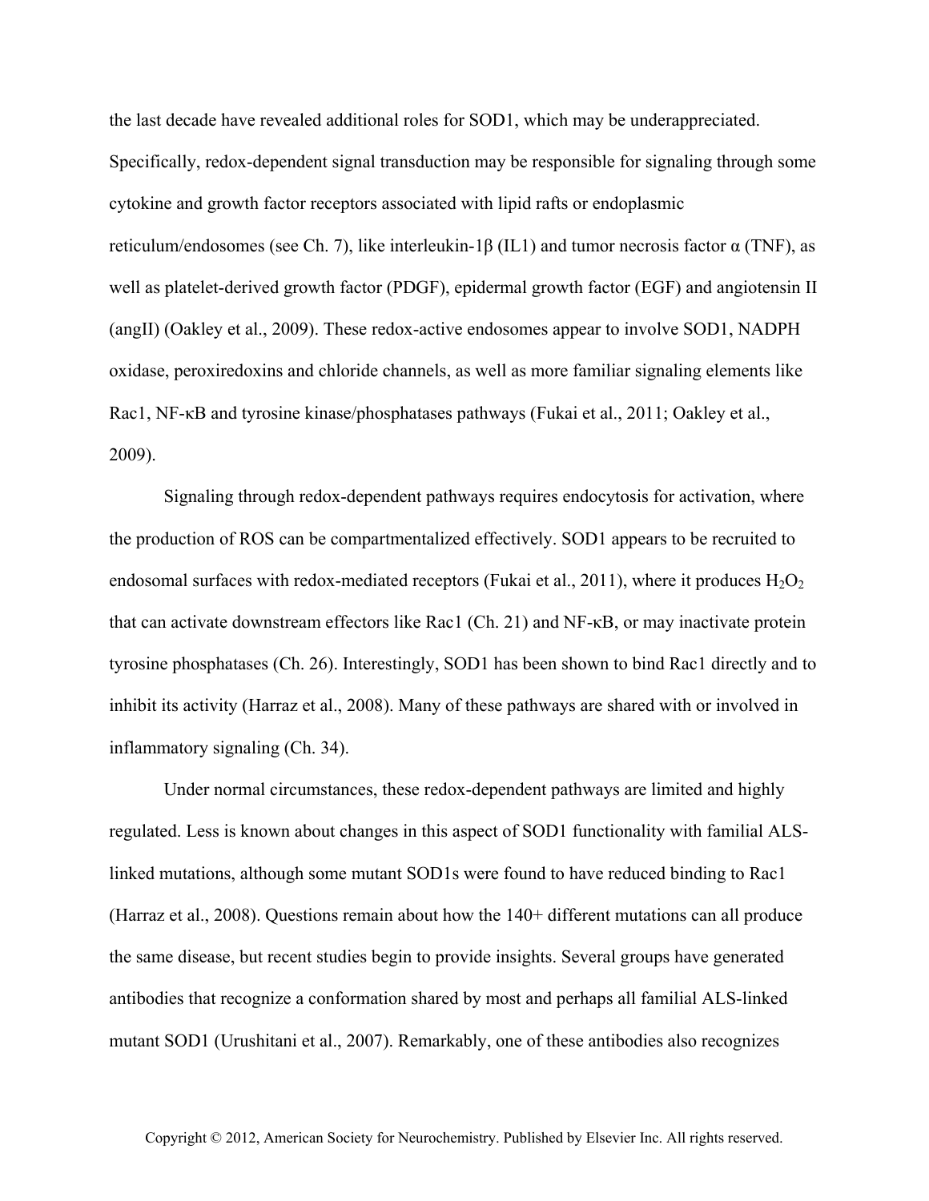the last decade have revealed additional roles for SOD1, which may be underappreciated. Specifically, redox-dependent signal transduction may be responsible for signaling through some cytokine and growth factor receptors associated with lipid rafts or endoplasmic reticulum/endosomes (see Ch. 7), like interleukin-1β (IL1) and tumor necrosis factor α (TNF), as well as platelet-derived growth factor (PDGF), epidermal growth factor (EGF) and angiotensin II (angII) (Oakley et al., 2009). These redox-active endosomes appear to involve SOD1, NADPH oxidase, peroxiredoxins and chloride channels, as well as more familiar signaling elements like Rac1, NF-κB and tyrosine kinase/phosphatases pathways (Fukai et al., 2011; Oakley et al., 2009).

Signaling through redox-dependent pathways requires endocytosis for activation, where the production of ROS can be compartmentalized effectively. SOD1 appears to be recruited to endosomal surfaces with redox-mediated receptors (Fukai et al., 2011), where it produces $H_2O_2$ that can activate downstream effectors like Rac1 (Ch. 21) and NF-κB, or may inactivate protein tyrosine phosphatases (Ch. 26). Interestingly, SOD1 has been shown to bind Rac1 directly and to inhibit its activity (Harraz et al., 2008). Many of these pathways are shared with or involved in inflammatory signaling (Ch. 34).

Under normal circumstances, these redox-dependent pathways are limited and highly regulated. Less is known about changes in this aspect of SOD1 functionality with familial ALS-linked mutations, although some mutant SOD1s were found to have reduced binding to Rac1 (Harraz et al., 2008). Questions remain about how the 140+ different mutations can all produce the same disease, but recent studies begin to provide insights. Several groups have generated antibodies that recognize a conformation shared by most and perhaps all familial ALS-linked mutant SOD1 (Urushitani et al., 2007). Remarkably, one of these antibodies also recognizes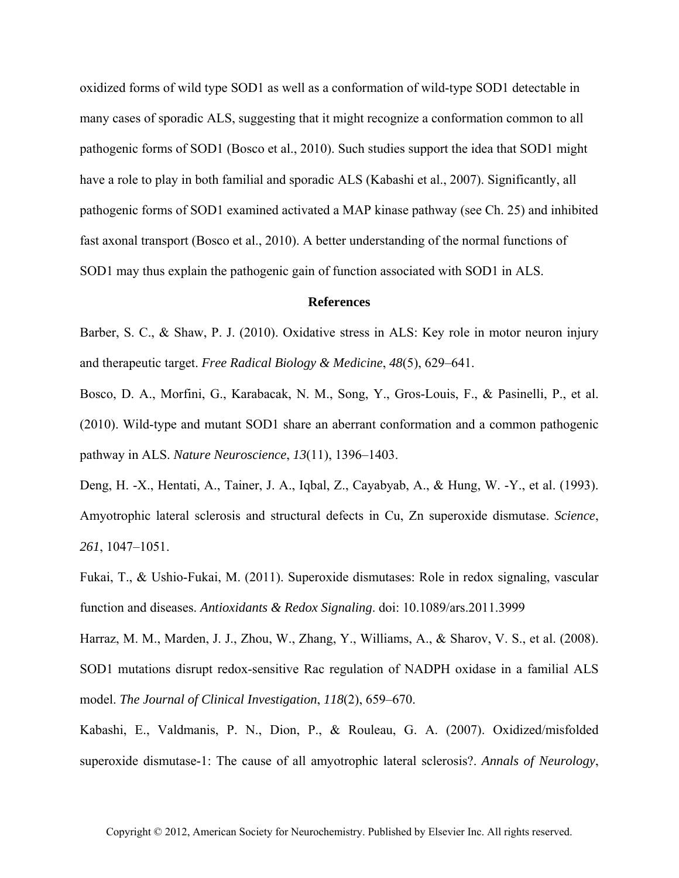oxidized forms of wild type SOD1 as well as a conformation of wild-type SOD1 detectable in many cases of sporadic ALS, suggesting that it might recognize a conformation common to all pathogenic forms of SOD1 (Bosco et al., 2010). Such studies support the idea that SOD1 might have a role to play in both familial and sporadic ALS (Kabashi et al., 2007). Significantly, all pathogenic forms of SOD1 examined activated a MAP kinase pathway (see Ch. 25) and inhibited fast axonal transport (Bosco et al., 2010). A better understanding of the normal functions of SOD1 may thus explain the pathogenic gain of function associated with SOD1 in ALS.

## References

Barber, S. C., & Shaw, P. J. (2010). Oxidative stress in ALS: Key role in motor neuron injury and therapeutic target. *Free Radical Biology & Medicine*, *48*(5), 629–641.

Bosco, D. A., Morfini, G., Karabacak, N. M., Song, Y., Gros-Louis, F., & Pasinelli, P., et al. (2010). Wild-type and mutant SOD1 share an aberrant conformation and a common pathogenic pathway in ALS. *Nature Neuroscience*, *13*(11), 1396–1403.

Deng, H. -X., Hentati, A., Tainer, J. A., Iqbal, Z., Cayabyab, A., & Hung, W. -Y., et al. (1993). Amyotrophic lateral sclerosis and structural defects in Cu, Zn superoxide dismutase. *Science*, *261*, 1047–1051.

Fukai, T., & Ushio-Fukai, M. (2011). Superoxide dismutases: Role in redox signaling, vascular function and diseases. *Antioxidants & Redox Signaling*. doi: 10.1089/ars.2011.3999

Harraz, M. M., Marden, J. J., Zhou, W., Zhang, Y., Williams, A., & Sharov, V. S., et al. (2008). SOD1 mutations disrupt redox-sensitive Rac regulation of NADPH oxidase in a familial ALS model. *The Journal of Clinical Investigation*, *118*(2), 659–670.

Kabashi, E., Valdmanis, P. N., Dion, P., & Rouleau, G. A. (2007). Oxidized/misfolded superoxide dismutase-1: The cause of all amyotrophic lateral sclerosis?. *Annals of Neurology*,

Copyright © 2012, American Society for Neurochemistry. Published by Elsevier Inc. All rights reserved.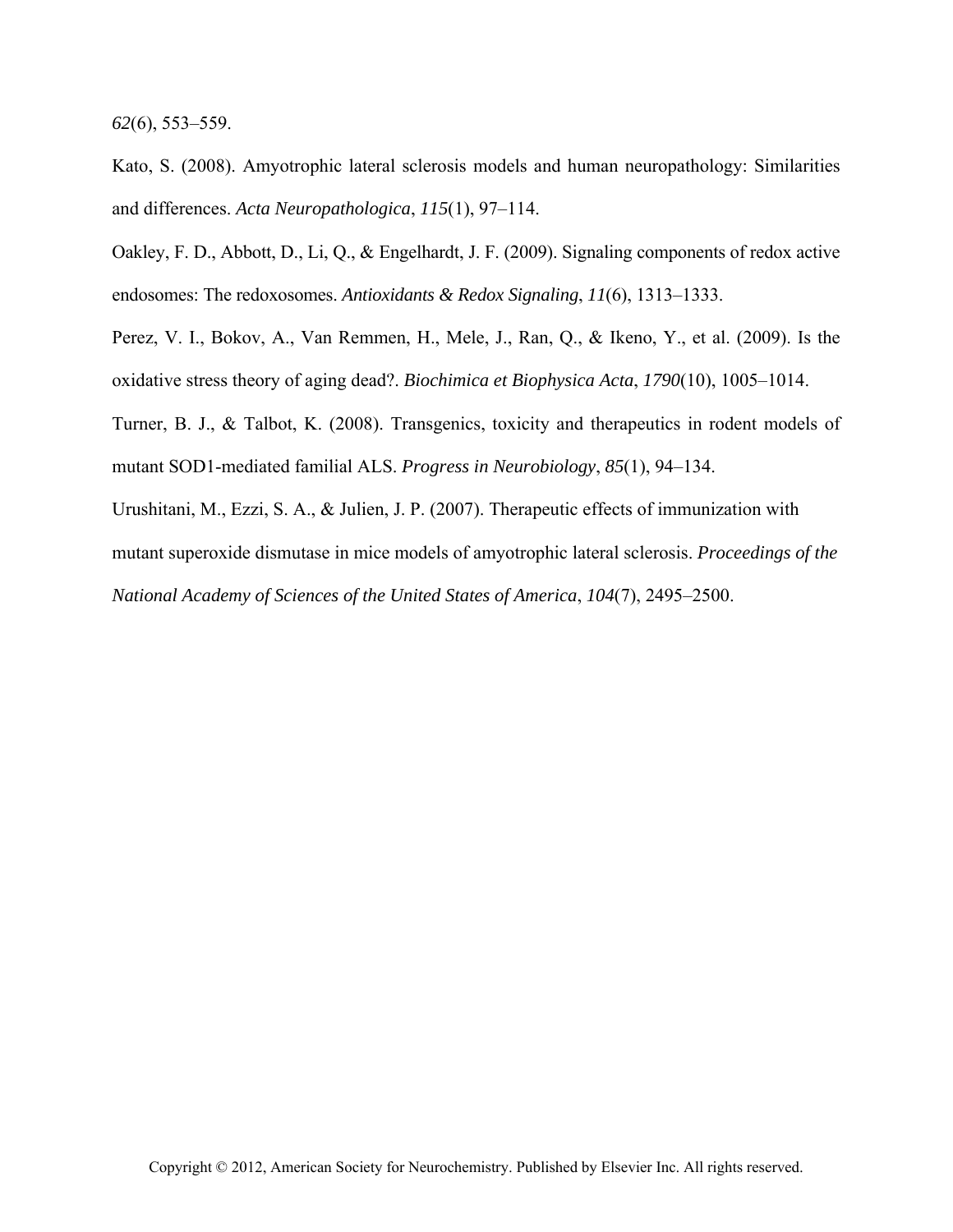*62*(6), 553–559.

Kato, S. (2008). Amyotrophic lateral sclerosis models and human neuropathology: Similarities and differences. *Acta Neuropathologica*, *115*(1), 97–114.

Oakley, F. D., Abbott, D., Li, Q., & Engelhardt, J. F. (2009). Signaling components of redox active endosomes: The redoxosomes. *Antioxidants & Redox Signaling*, *11*(6), 1313–1333.

Perez, V. I., Bokov, A., Van Remmen, H., Mele, J., Ran, Q., & Ikeno, Y., et al. (2009). Is the oxidative stress theory of aging dead?. *Biochimica et Biophysica Acta*, *1790*(10), 1005–1014.

Turner, B. J., & Talbot, K. (2008). Transgenics, toxicity and therapeutics in rodent models of mutant SOD1-mediated familial ALS. *Progress in Neurobiology*, *85*(1), 94–134.

Urushitani, M., Ezzi, S. A., & Julien, J. P. (2007). Therapeutic effects of immunization with mutant superoxide dismutase in mice models of amyotrophic lateral sclerosis. *Proceedings of the National Academy of Sciences of the United States of America*, *104*(7), 2495–2500.

Copyright © 2012, American Society for Neurochemistry. Published by Elsevier Inc. All rights reserved.